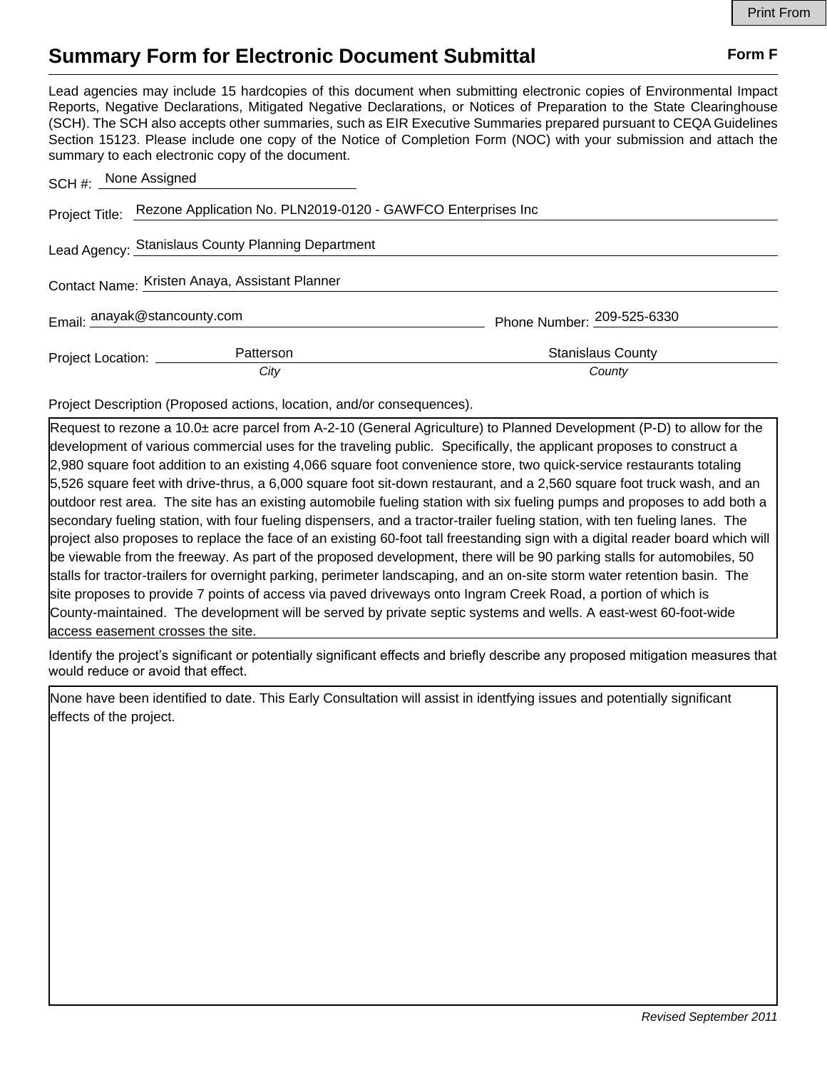# Summary Form for Electronic Document Submittal

**Form F**

Lead agencies may include 15 hardcopies of this document when submitting electronic copies of Environmental Impact Reports, Negative Declarations, Mitigated Negative Declarations, or Notices of Preparation to the State Clearinghouse (SCH). The SCH also accepts other summaries, such as EIR Executive Summaries prepared pursuant to CEQA Guidelines Section 15123. Please include one copy of the Notice of Completion Form (NOC) with your submission and attach the summary to each electronic copy of the document.

SCH #: None Assigned

Project Title: Rezone Application No. PLN2019-0120 - GAWFCO Enterprises Inc

Lead Agency: Stanislaus County Planning Department

Contact Name: Kristen Anaya, Assistant Planner

Email: anayak@stancounty.com Phone Number: 209-525-6330

Project Location: Patterson (*City*) Stanislaus County (*County*)

Project Description (Proposed actions, location, and/or consequences).

Request to rezone a 10.0± acre parcel from A-2-10 (General Agriculture) to Planned Development (P-D) to allow for the development of various commercial uses for the traveling public. Specifically, the applicant proposes to construct a 2,980 square foot addition to an existing 4,066 square foot convenience store, two quick-service restaurants totaling 5,526 square feet with drive-thrus, a 6,000 square foot sit-down restaurant, and a 2,560 square foot truck wash, and an outdoor rest area. The site has an existing automobile fueling station with six fueling pumps and proposes to add both a secondary fueling station, with four fueling dispensers, and a tractor-trailer fueling station, with ten fueling lanes. The project also proposes to replace the face of an existing 60-foot tall freestanding sign with a digital reader board which will be viewable from the freeway. As part of the proposed development, there will be 90 parking stalls for automobiles, 50 stalls for tractor-trailers for overnight parking, perimeter landscaping, and an on-site storm water retention basin. The site proposes to provide 7 points of access via paved driveways onto Ingram Creek Road, a portion of which is County-maintained. The development will be served by private septic systems and wells. A east-west 60-foot-wide access easement crosses the site.

Identify the project's significant or potentially significant effects and briefly describe any proposed mitigation measures that would reduce or avoid that effect.

None have been identified to date. This Early Consultation will assist in identfying issues and potentially significant effects of the project.

*Revised September 2011*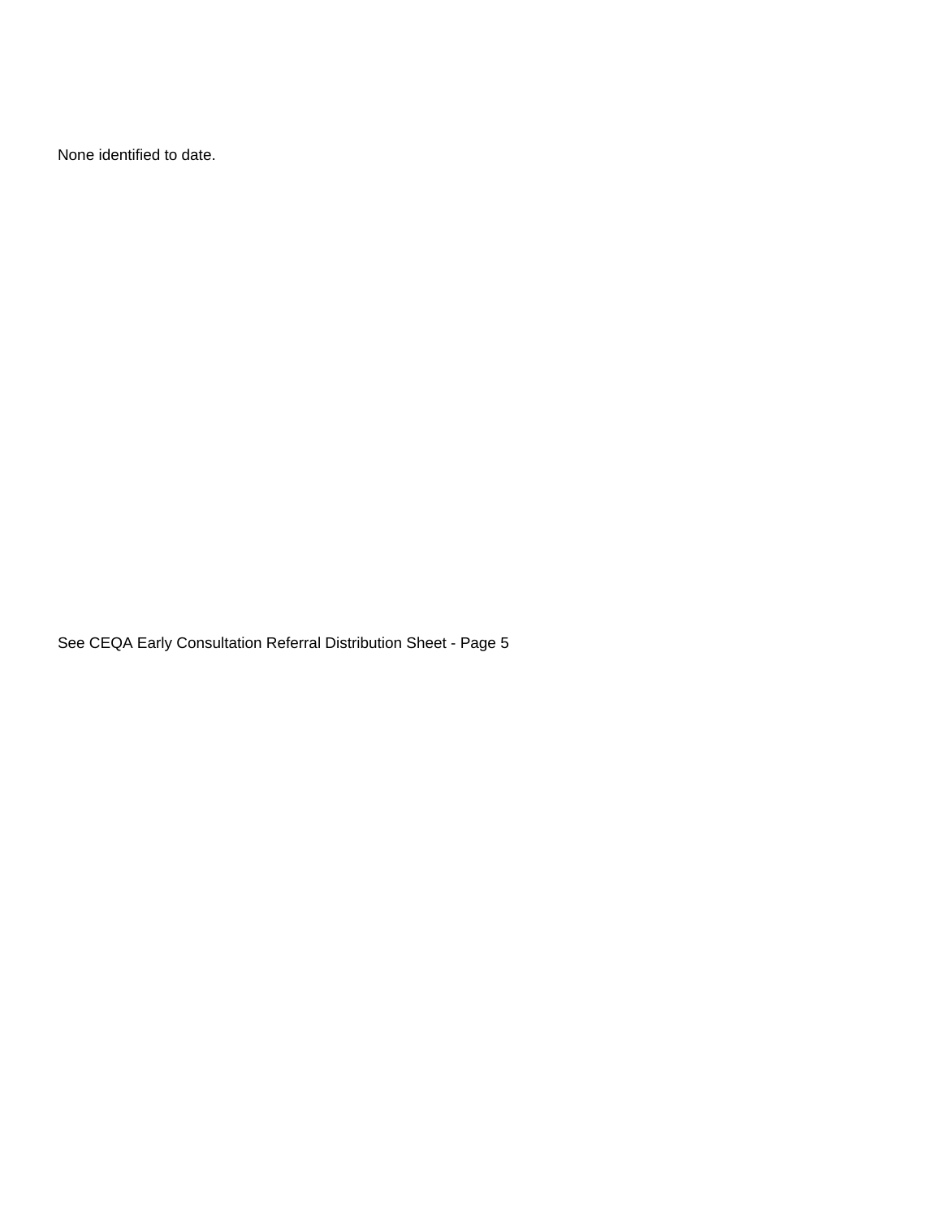None identified to date.

See CEQA Early Consultation Referral Distribution Sheet - Page 5